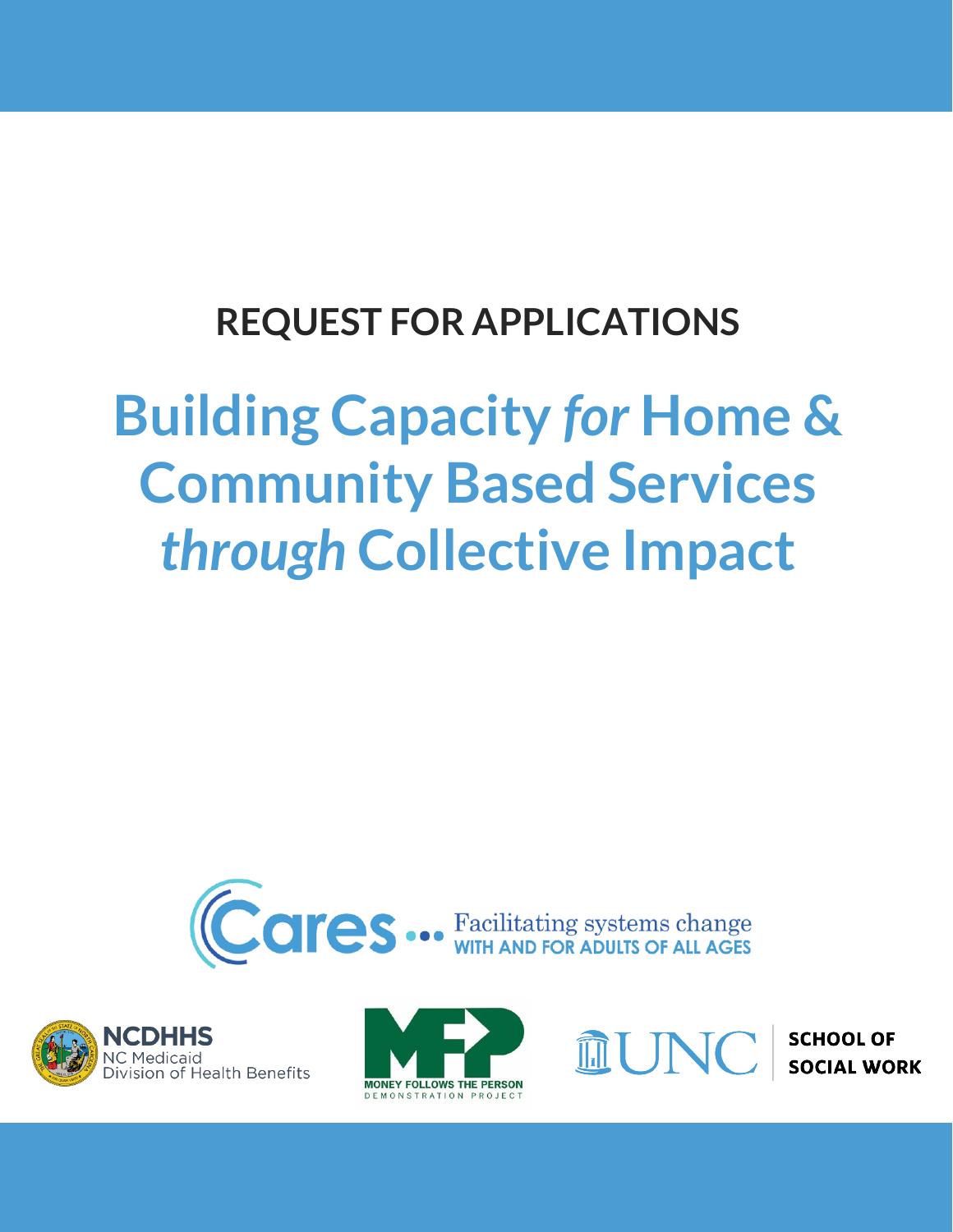# REQUEST FOR APPLICATIONS

# Building Capacity *for* Home & Community Based Services *through* Collective Impact

Cares ... Facilitating systems change WITH AND FOR ADULTS OF ALL AGES

NCDHHS NC Medicaid Division of Health Benefits

MONEY FOLLOWS THE PERSON DEMONSTRATION PROJECT

UNC SCHOOL OF SOCIAL WORK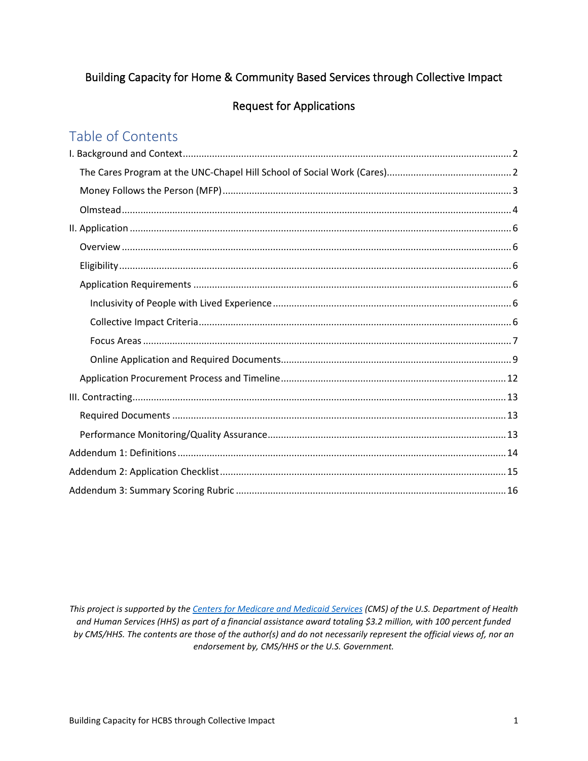Building Capacity for Home & Community Based Services through Collective Impact

Request for Applications

## Table of Contents

- I. Background and Context ... 2
  - The Cares Program at the UNC-Chapel Hill School of Social Work (Cares) ... 2
  - Money Follows the Person (MFP) ... 3
  - Olmstead ... 4
- II. Application ... 6
  - Overview ... 6
  - Eligibility ... 6
  - Application Requirements ... 6
    - Inclusivity of People with Lived Experience ... 6
    - Collective Impact Criteria ... 6
    - Focus Areas ... 7
    - Online Application and Required Documents ... 9
  - Application Procurement Process and Timeline ... 12
- III. Contracting ... 13
  - Required Documents ... 13
  - Performance Monitoring/Quality Assurance ... 13
- Addendum 1: Definitions ... 14
- Addendum 2: Application Checklist ... 15
- Addendum 3: Summary Scoring Rubric ... 16

*This project is supported by the Centers for Medicare and Medicaid Services (CMS) of the U.S. Department of Health and Human Services (HHS) as part of a financial assistance award totaling $3.2 million, with 100 percent funded by CMS/HHS. The contents are those of the author(s) and do not necessarily represent the official views of, nor an endorsement by, CMS/HHS or the U.S. Government.*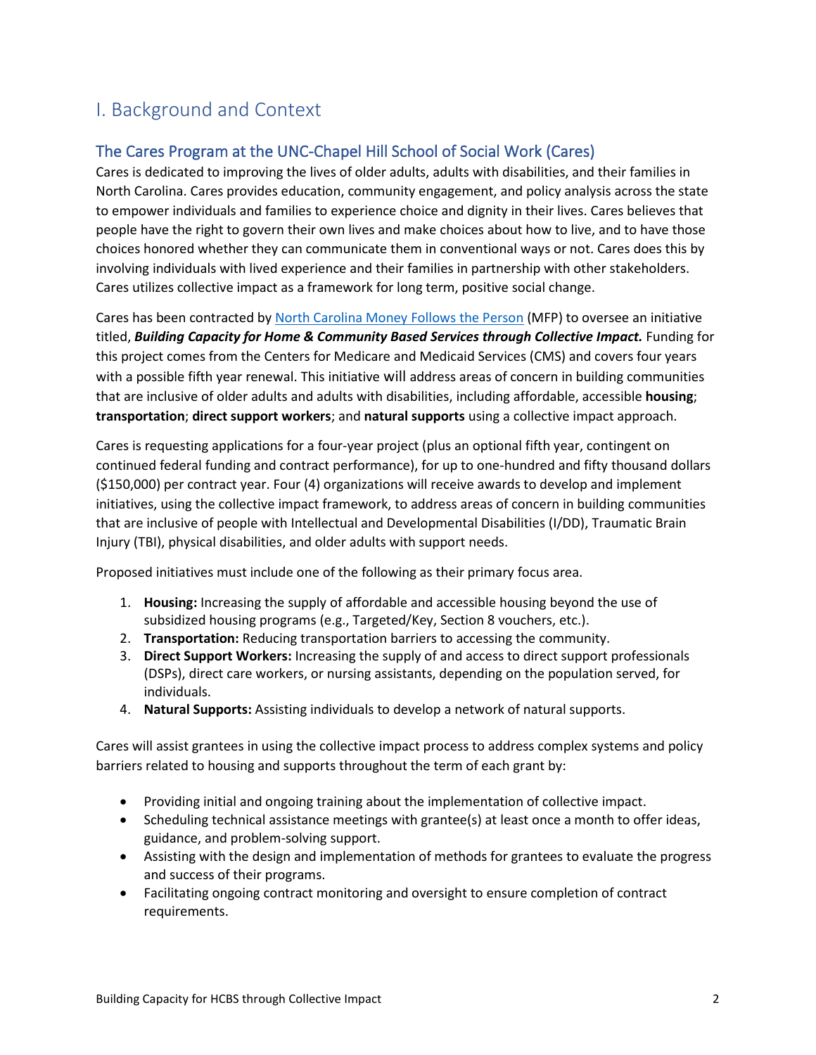# I. Background and Context

## The Cares Program at the UNC-Chapel Hill School of Social Work (Cares)

Cares is dedicated to improving the lives of older adults, adults with disabilities, and their families in North Carolina. Cares provides education, community engagement, and policy analysis across the state to empower individuals and families to experience choice and dignity in their lives. Cares believes that people have the right to govern their own lives and make choices about how to live, and to have those choices honored whether they can communicate them in conventional ways or not. Cares does this by involving individuals with lived experience and their families in partnership with other stakeholders. Cares utilizes collective impact as a framework for long term, positive social change.

Cares has been contracted by North Carolina Money Follows the Person (MFP) to oversee an initiative titled, ***Building Capacity for Home & Community Based Services through Collective Impact.*** Funding for this project comes from the Centers for Medicare and Medicaid Services (CMS) and covers four years with a possible fifth year renewal. This initiative will address areas of concern in building communities that are inclusive of older adults and adults with disabilities, including affordable, accessible **housing**; **transportation**; **direct support workers**; and **natural supports** using a collective impact approach.

Cares is requesting applications for a four-year project (plus an optional fifth year, contingent on continued federal funding and contract performance), for up to one-hundred and fifty thousand dollars ($150,000) per contract year. Four (4) organizations will receive awards to develop and implement initiatives, using the collective impact framework, to address areas of concern in building communities that are inclusive of people with Intellectual and Developmental Disabilities (I/DD), Traumatic Brain Injury (TBI), physical disabilities, and older adults with support needs.

Proposed initiatives must include one of the following as their primary focus area.

1. **Housing:** Increasing the supply of affordable and accessible housing beyond the use of subsidized housing programs (e.g., Targeted/Key, Section 8 vouchers, etc.).
2. **Transportation:** Reducing transportation barriers to accessing the community.
3. **Direct Support Workers:** Increasing the supply of and access to direct support professionals (DSPs), direct care workers, or nursing assistants, depending on the population served, for individuals.
4. **Natural Supports:** Assisting individuals to develop a network of natural supports.

Cares will assist grantees in using the collective impact process to address complex systems and policy barriers related to housing and supports throughout the term of each grant by:

- Providing initial and ongoing training about the implementation of collective impact.
- Scheduling technical assistance meetings with grantee(s) at least once a month to offer ideas, guidance, and problem-solving support.
- Assisting with the design and implementation of methods for grantees to evaluate the progress and success of their programs.
- Facilitating ongoing contract monitoring and oversight to ensure completion of contract requirements.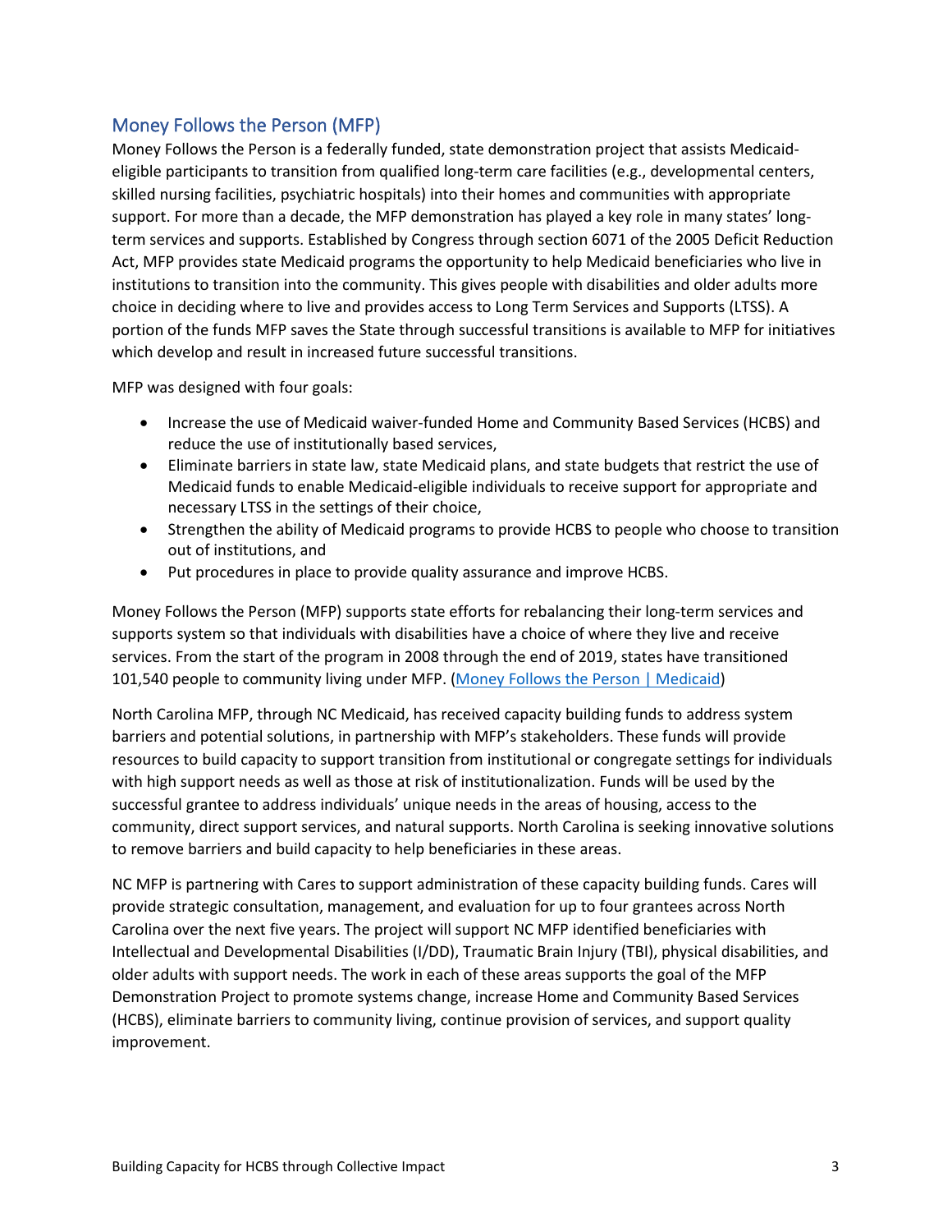## Money Follows the Person (MFP)

Money Follows the Person is a federally funded, state demonstration project that assists Medicaid-eligible participants to transition from qualified long-term care facilities (e.g., developmental centers, skilled nursing facilities, psychiatric hospitals) into their homes and communities with appropriate support. For more than a decade, the MFP demonstration has played a key role in many states' long-term services and supports. Established by Congress through section 6071 of the 2005 Deficit Reduction Act, MFP provides state Medicaid programs the opportunity to help Medicaid beneficiaries who live in institutions to transition into the community. This gives people with disabilities and older adults more choice in deciding where to live and provides access to Long Term Services and Supports (LTSS). A portion of the funds MFP saves the State through successful transitions is available to MFP for initiatives which develop and result in increased future successful transitions.

MFP was designed with four goals:

- Increase the use of Medicaid waiver-funded Home and Community Based Services (HCBS) and reduce the use of institutionally based services,
- Eliminate barriers in state law, state Medicaid plans, and state budgets that restrict the use of Medicaid funds to enable Medicaid-eligible individuals to receive support for appropriate and necessary LTSS in the settings of their choice,
- Strengthen the ability of Medicaid programs to provide HCBS to people who choose to transition out of institutions, and
- Put procedures in place to provide quality assurance and improve HCBS.

Money Follows the Person (MFP) supports state efforts for rebalancing their long-term services and supports system so that individuals with disabilities have a choice of where they live and receive services. From the start of the program in 2008 through the end of 2019, states have transitioned 101,540 people to community living under MFP. ([Money Follows the Person | Medicaid](Money Follows the Person | Medicaid))

North Carolina MFP, through NC Medicaid, has received capacity building funds to address system barriers and potential solutions, in partnership with MFP's stakeholders. These funds will provide resources to build capacity to support transition from institutional or congregate settings for individuals with high support needs as well as those at risk of institutionalization. Funds will be used by the successful grantee to address individuals' unique needs in the areas of housing, access to the community, direct support services, and natural supports. North Carolina is seeking innovative solutions to remove barriers and build capacity to help beneficiaries in these areas.

NC MFP is partnering with Cares to support administration of these capacity building funds. Cares will provide strategic consultation, management, and evaluation for up to four grantees across North Carolina over the next five years. The project will support NC MFP identified beneficiaries with Intellectual and Developmental Disabilities (I/DD), Traumatic Brain Injury (TBI), physical disabilities, and older adults with support needs. The work in each of these areas supports the goal of the MFP Demonstration Project to promote systems change, increase Home and Community Based Services (HCBS), eliminate barriers to community living, continue provision of services, and support quality improvement.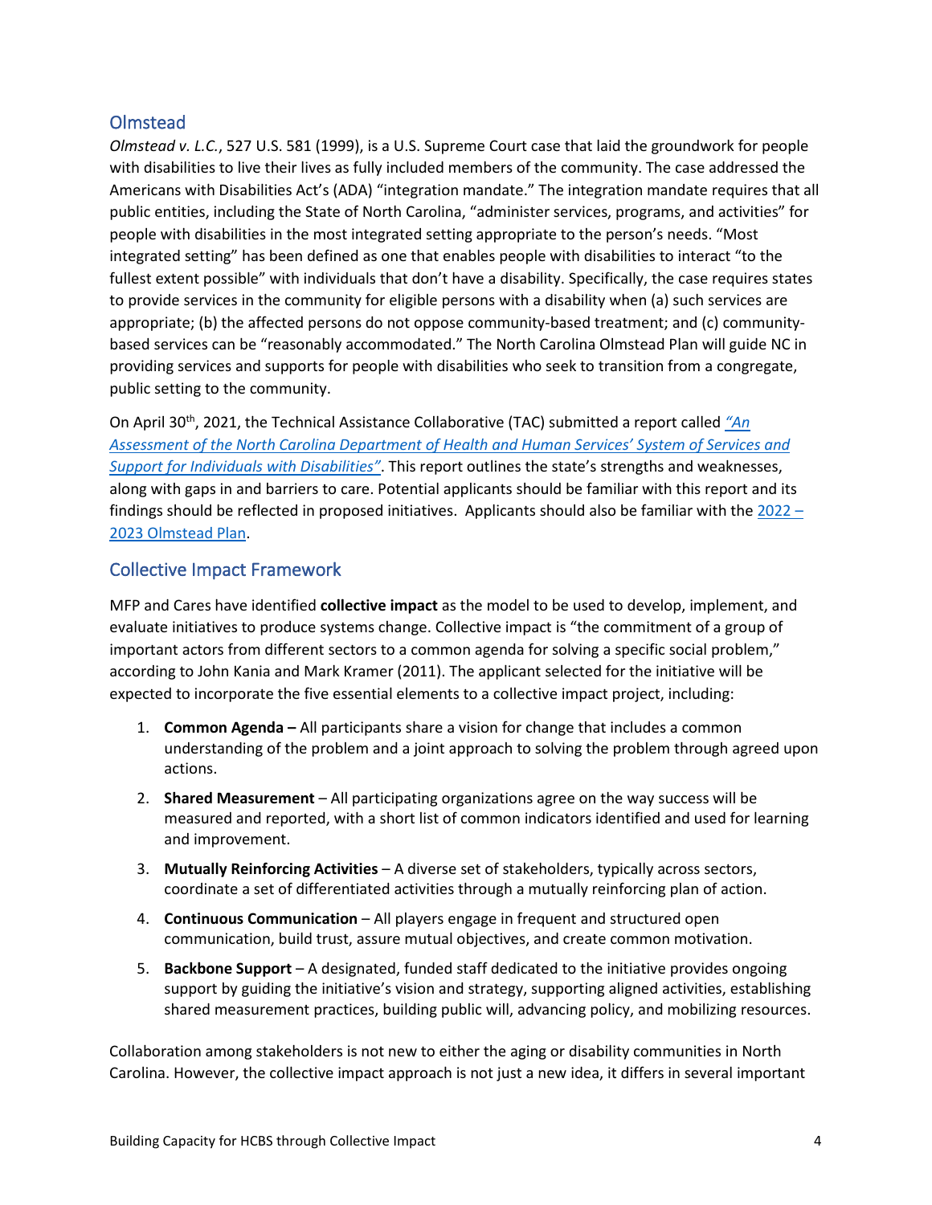## Olmstead

*Olmstead v. L.C.*, 527 U.S. 581 (1999), is a U.S. Supreme Court case that laid the groundwork for people with disabilities to live their lives as fully included members of the community. The case addressed the Americans with Disabilities Act's (ADA) "integration mandate." The integration mandate requires that all public entities, including the State of North Carolina, "administer services, programs, and activities" for people with disabilities in the most integrated setting appropriate to the person's needs. "Most integrated setting" has been defined as one that enables people with disabilities to interact "to the fullest extent possible" with individuals that don't have a disability. Specifically, the case requires states to provide services in the community for eligible persons with a disability when (a) such services are appropriate; (b) the affected persons do not oppose community-based treatment; and (c) community-based services can be "reasonably accommodated." The North Carolina Olmstead Plan will guide NC in providing services and supports for people with disabilities who seek to transition from a congregate, public setting to the community.

On April 30th, 2021, the Technical Assistance Collaborative (TAC) submitted a report called *"An Assessment of the North Carolina Department of Health and Human Services' System of Services and Support for Individuals with Disabilities"*. This report outlines the state's strengths and weaknesses, along with gaps in and barriers to care. Potential applicants should be familiar with this report and its findings should be reflected in proposed initiatives. Applicants should also be familiar with the 2022 – 2023 Olmstead Plan.

## Collective Impact Framework

MFP and Cares have identified **collective impact** as the model to be used to develop, implement, and evaluate initiatives to produce systems change. Collective impact is "the commitment of a group of important actors from different sectors to a common agenda for solving a specific social problem," according to John Kania and Mark Kramer (2011). The applicant selected for the initiative will be expected to incorporate the five essential elements to a collective impact project, including:

1. **Common Agenda –** All participants share a vision for change that includes a common understanding of the problem and a joint approach to solving the problem through agreed upon actions.
2. **Shared Measurement** – All participating organizations agree on the way success will be measured and reported, with a short list of common indicators identified and used for learning and improvement.
3. **Mutually Reinforcing Activities** – A diverse set of stakeholders, typically across sectors, coordinate a set of differentiated activities through a mutually reinforcing plan of action.
4. **Continuous Communication** – All players engage in frequent and structured open communication, build trust, assure mutual objectives, and create common motivation.
5. **Backbone Support** – A designated, funded staff dedicated to the initiative provides ongoing support by guiding the initiative's vision and strategy, supporting aligned activities, establishing shared measurement practices, building public will, advancing policy, and mobilizing resources.

Collaboration among stakeholders is not new to either the aging or disability communities in North Carolina. However, the collective impact approach is not just a new idea, it differs in several important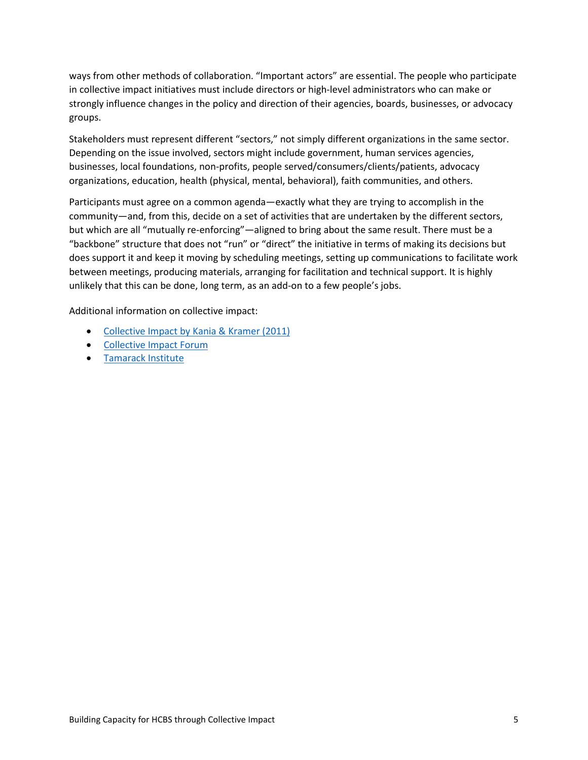ways from other methods of collaboration. "Important actors" are essential. The people who participate in collective impact initiatives must include directors or high-level administrators who can make or strongly influence changes in the policy and direction of their agencies, boards, businesses, or advocacy groups.

Stakeholders must represent different "sectors," not simply different organizations in the same sector. Depending on the issue involved, sectors might include government, human services agencies, businesses, local foundations, non-profits, people served/consumers/clients/patients, advocacy organizations, education, health (physical, mental, behavioral), faith communities, and others.

Participants must agree on a common agenda—exactly what they are trying to accomplish in the community—and, from this, decide on a set of activities that are undertaken by the different sectors, but which are all "mutually re-enforcing"—aligned to bring about the same result. There must be a "backbone" structure that does not "run" or "direct" the initiative in terms of making its decisions but does support it and keep it moving by scheduling meetings, setting up communications to facilitate work between meetings, producing materials, arranging for facilitation and technical support. It is highly unlikely that this can be done, long term, as an add-on to a few people's jobs.

Additional information on collective impact:

- Collective Impact by Kania & Kramer (2011)
- Collective Impact Forum
- Tamarack Institute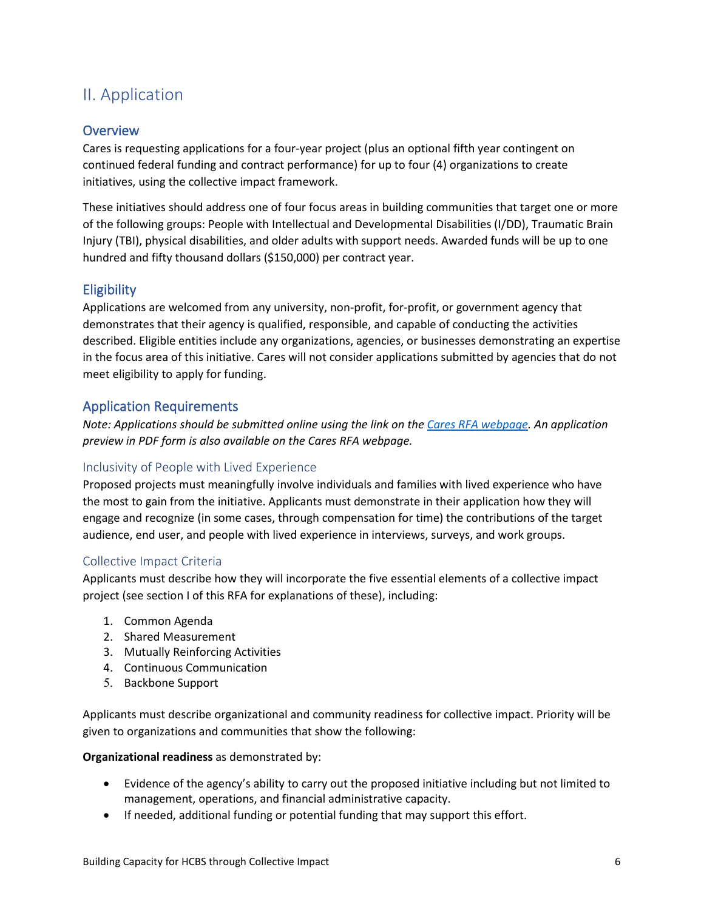## II. Application

### Overview

Cares is requesting applications for a four-year project (plus an optional fifth year contingent on continued federal funding and contract performance) for up to four (4) organizations to create initiatives, using the collective impact framework.

These initiatives should address one of four focus areas in building communities that target one or more of the following groups: People with Intellectual and Developmental Disabilities (I/DD), Traumatic Brain Injury (TBI), physical disabilities, and older adults with support needs. Awarded funds will be up to one hundred and fifty thousand dollars ($150,000) per contract year.

### Eligibility

Applications are welcomed from any university, non-profit, for-profit, or government agency that demonstrates that their agency is qualified, responsible, and capable of conducting the activities described. Eligible entities include any organizations, agencies, or businesses demonstrating an expertise in the focus area of this initiative. Cares will not consider applications submitted by agencies that do not meet eligibility to apply for funding.

### Application Requirements

*Note: Applications should be submitted online using the link on the [Cares RFA webpage](). An application preview in PDF form is also available on the Cares RFA webpage.*

#### Inclusivity of People with Lived Experience

Proposed projects must meaningfully involve individuals and families with lived experience who have the most to gain from the initiative. Applicants must demonstrate in their application how they will engage and recognize (in some cases, through compensation for time) the contributions of the target audience, end user, and people with lived experience in interviews, surveys, and work groups.

#### Collective Impact Criteria

Applicants must describe how they will incorporate the five essential elements of a collective impact project (see section I of this RFA for explanations of these), including:

1. Common Agenda
2. Shared Measurement
3. Mutually Reinforcing Activities
4. Continuous Communication
5. Backbone Support

Applicants must describe organizational and community readiness for collective impact. Priority will be given to organizations and communities that show the following:

**Organizational readiness** as demonstrated by:

- Evidence of the agency's ability to carry out the proposed initiative including but not limited to management, operations, and financial administrative capacity.
- If needed, additional funding or potential funding that may support this effort.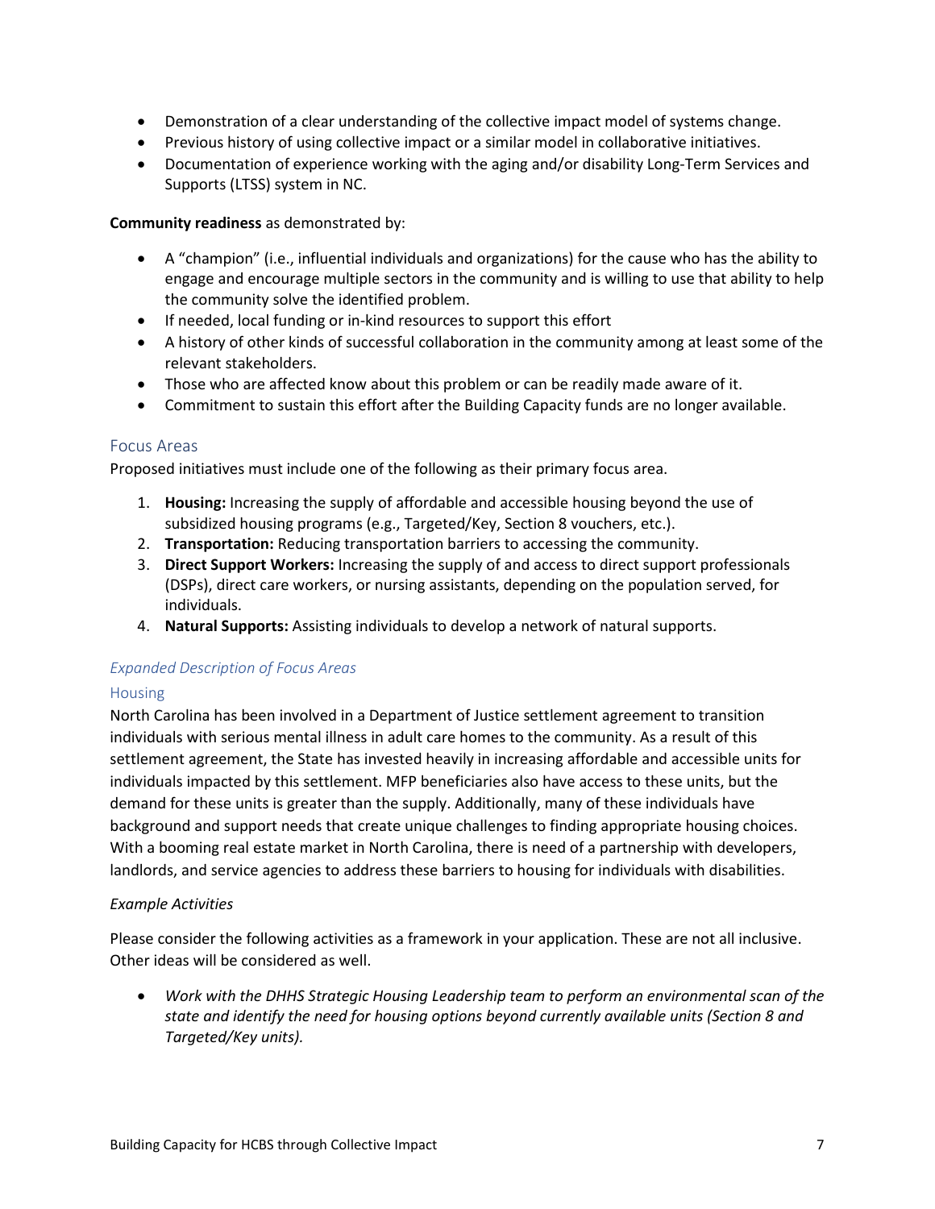- Demonstration of a clear understanding of the collective impact model of systems change.
- Previous history of using collective impact or a similar model in collaborative initiatives.
- Documentation of experience working with the aging and/or disability Long-Term Services and Supports (LTSS) system in NC.

**Community readiness** as demonstrated by:

- A "champion" (i.e., influential individuals and organizations) for the cause who has the ability to engage and encourage multiple sectors in the community and is willing to use that ability to help the community solve the identified problem.
- If needed, local funding or in-kind resources to support this effort
- A history of other kinds of successful collaboration in the community among at least some of the relevant stakeholders.
- Those who are affected know about this problem or can be readily made aware of it.
- Commitment to sustain this effort after the Building Capacity funds are no longer available.

## Focus Areas

Proposed initiatives must include one of the following as their primary focus area.

1. **Housing:** Increasing the supply of affordable and accessible housing beyond the use of subsidized housing programs (e.g., Targeted/Key, Section 8 vouchers, etc.).
2. **Transportation:** Reducing transportation barriers to accessing the community.
3. **Direct Support Workers:** Increasing the supply of and access to direct support professionals (DSPs), direct care workers, or nursing assistants, depending on the population served, for individuals.
4. **Natural Supports:** Assisting individuals to develop a network of natural supports.

### *Expanded Description of Focus Areas*

### Housing

North Carolina has been involved in a Department of Justice settlement agreement to transition individuals with serious mental illness in adult care homes to the community. As a result of this settlement agreement, the State has invested heavily in increasing affordable and accessible units for individuals impacted by this settlement. MFP beneficiaries also have access to these units, but the demand for these units is greater than the supply. Additionally, many of these individuals have background and support needs that create unique challenges to finding appropriate housing choices. With a booming real estate market in North Carolina, there is need of a partnership with developers, landlords, and service agencies to address these barriers to housing for individuals with disabilities.

*Example Activities*

Please consider the following activities as a framework in your application. These are not all inclusive. Other ideas will be considered as well.

- *Work with the DHHS Strategic Housing Leadership team to perform an environmental scan of the state and identify the need for housing options beyond currently available units (Section 8 and Targeted/Key units).*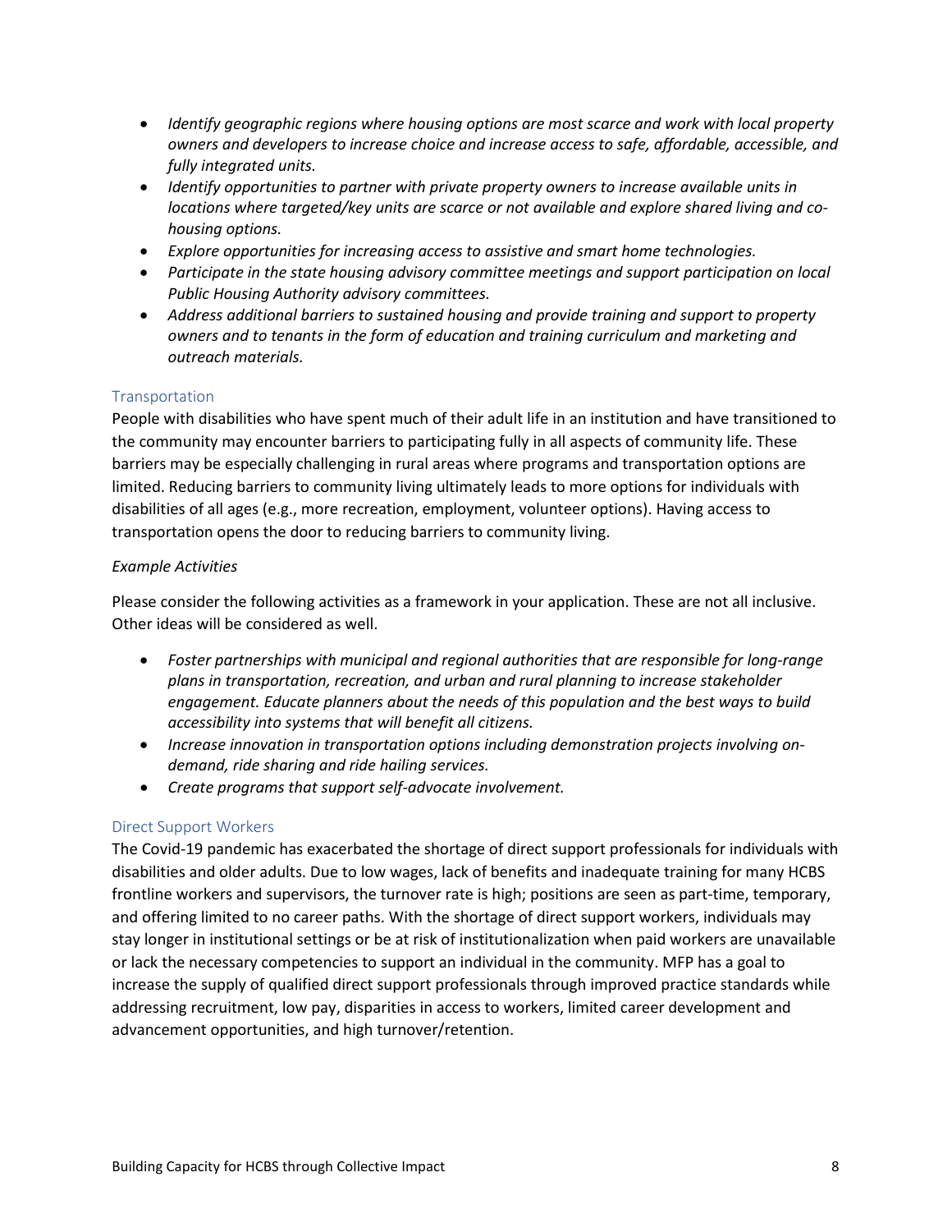- *Identify geographic regions where housing options are most scarce and work with local property owners and developers to increase choice and increase access to safe, affordable, accessible, and fully integrated units.*
- *Identify opportunities to partner with private property owners to increase available units in locations where targeted/key units are scarce or not available and explore shared living and co-housing options.*
- *Explore opportunities for increasing access to assistive and smart home technologies.*
- *Participate in the state housing advisory committee meetings and support participation on local Public Housing Authority advisory committees.*
- *Address additional barriers to sustained housing and provide training and support to property owners and to tenants in the form of education and training curriculum and marketing and outreach materials.*

### Transportation

People with disabilities who have spent much of their adult life in an institution and have transitioned to the community may encounter barriers to participating fully in all aspects of community life. These barriers may be especially challenging in rural areas where programs and transportation options are limited. Reducing barriers to community living ultimately leads to more options for individuals with disabilities of all ages (e.g., more recreation, employment, volunteer options). Having access to transportation opens the door to reducing barriers to community living.

*Example Activities*

Please consider the following activities as a framework in your application. These are not all inclusive. Other ideas will be considered as well.

- *Foster partnerships with municipal and regional authorities that are responsible for long-range plans in transportation, recreation, and urban and rural planning to increase stakeholder engagement. Educate planners about the needs of this population and the best ways to build accessibility into systems that will benefit all citizens.*
- *Increase innovation in transportation options including demonstration projects involving on-demand, ride sharing and ride hailing services.*
- *Create programs that support self-advocate involvement.*

### Direct Support Workers

The Covid-19 pandemic has exacerbated the shortage of direct support professionals for individuals with disabilities and older adults. Due to low wages, lack of benefits and inadequate training for many HCBS frontline workers and supervisors, the turnover rate is high; positions are seen as part-time, temporary, and offering limited to no career paths. With the shortage of direct support workers, individuals may stay longer in institutional settings or be at risk of institutionalization when paid workers are unavailable or lack the necessary competencies to support an individual in the community. MFP has a goal to increase the supply of qualified direct support professionals through improved practice standards while addressing recruitment, low pay, disparities in access to workers, limited career development and advancement opportunities, and high turnover/retention.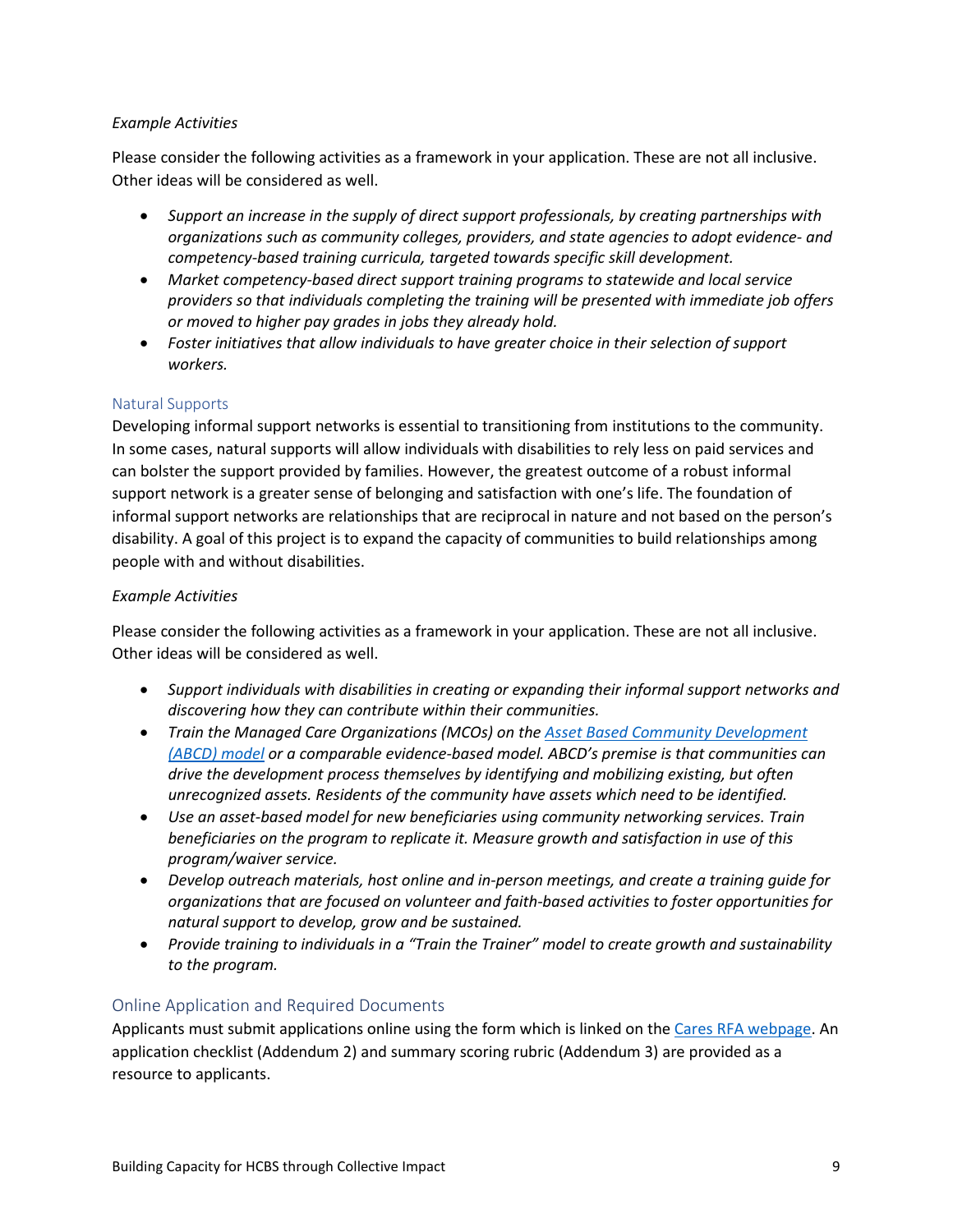*Example Activities*

Please consider the following activities as a framework in your application. These are not all inclusive. Other ideas will be considered as well.

- *Support an increase in the supply of direct support professionals, by creating partnerships with organizations such as community colleges, providers, and state agencies to adopt evidence- and competency-based training curricula, targeted towards specific skill development.*
- *Market competency-based direct support training programs to statewide and local service providers so that individuals completing the training will be presented with immediate job offers or moved to higher pay grades in jobs they already hold.*
- *Foster initiatives that allow individuals to have greater choice in their selection of support workers.*

### Natural Supports

Developing informal support networks is essential to transitioning from institutions to the community. In some cases, natural supports will allow individuals with disabilities to rely less on paid services and can bolster the support provided by families. However, the greatest outcome of a robust informal support network is a greater sense of belonging and satisfaction with one's life. The foundation of informal support networks are relationships that are reciprocal in nature and not based on the person's disability. A goal of this project is to expand the capacity of communities to build relationships among people with and without disabilities.

*Example Activities*

Please consider the following activities as a framework in your application. These are not all inclusive. Other ideas will be considered as well.

- *Support individuals with disabilities in creating or expanding their informal support networks and discovering how they can contribute within their communities.*
- *Train the Managed Care Organizations (MCOs) on the Asset Based Community Development (ABCD) model or a comparable evidence-based model. ABCD's premise is that communities can drive the development process themselves by identifying and mobilizing existing, but often unrecognized assets. Residents of the community have assets which need to be identified.*
- *Use an asset-based model for new beneficiaries using community networking services. Train beneficiaries on the program to replicate it. Measure growth and satisfaction in use of this program/waiver service.*
- *Develop outreach materials, host online and in-person meetings, and create a training guide for organizations that are focused on volunteer and faith-based activities to foster opportunities for natural support to develop, grow and be sustained.*
- *Provide training to individuals in a "Train the Trainer" model to create growth and sustainability to the program.*

## Online Application and Required Documents

Applicants must submit applications online using the form which is linked on the Cares RFA webpage. An application checklist (Addendum 2) and summary scoring rubric (Addendum 3) are provided as a resource to applicants.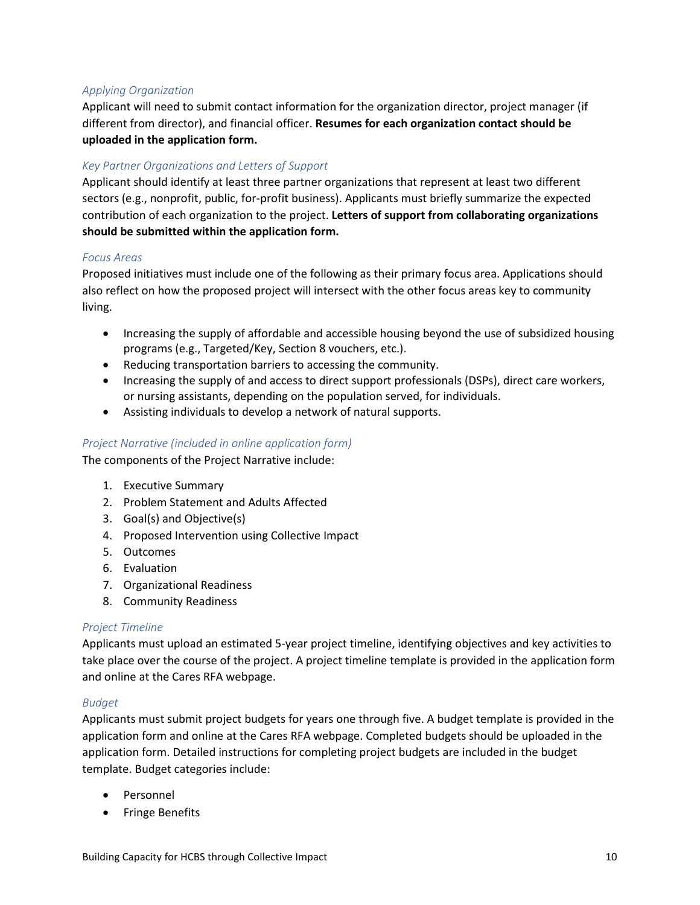### *Applying Organization*

Applicant will need to submit contact information for the organization director, project manager (if different from director), and financial officer. **Resumes for each organization contact should be uploaded in the application form.**

### *Key Partner Organizations and Letters of Support*

Applicant should identify at least three partner organizations that represent at least two different sectors (e.g., nonprofit, public, for-profit business). Applicants must briefly summarize the expected contribution of each organization to the project. **Letters of support from collaborating organizations should be submitted within the application form.**

### *Focus Areas*

Proposed initiatives must include one of the following as their primary focus area. Applications should also reflect on how the proposed project will intersect with the other focus areas key to community living.

- Increasing the supply of affordable and accessible housing beyond the use of subsidized housing programs (e.g., Targeted/Key, Section 8 vouchers, etc.).
- Reducing transportation barriers to accessing the community.
- Increasing the supply of and access to direct support professionals (DSPs), direct care workers, or nursing assistants, depending on the population served, for individuals.
- Assisting individuals to develop a network of natural supports.

### *Project Narrative (included in online application form)*

The components of the Project Narrative include:

1. Executive Summary
2. Problem Statement and Adults Affected
3. Goal(s) and Objective(s)
4. Proposed Intervention using Collective Impact
5. Outcomes
6. Evaluation
7. Organizational Readiness
8. Community Readiness

### *Project Timeline*

Applicants must upload an estimated 5-year project timeline, identifying objectives and key activities to take place over the course of the project. A project timeline template is provided in the application form and online at the Cares RFA webpage.

### *Budget*

Applicants must submit project budgets for years one through five. A budget template is provided in the application form and online at the Cares RFA webpage. Completed budgets should be uploaded in the application form. Detailed instructions for completing project budgets are included in the budget template. Budget categories include:

- Personnel
- Fringe Benefits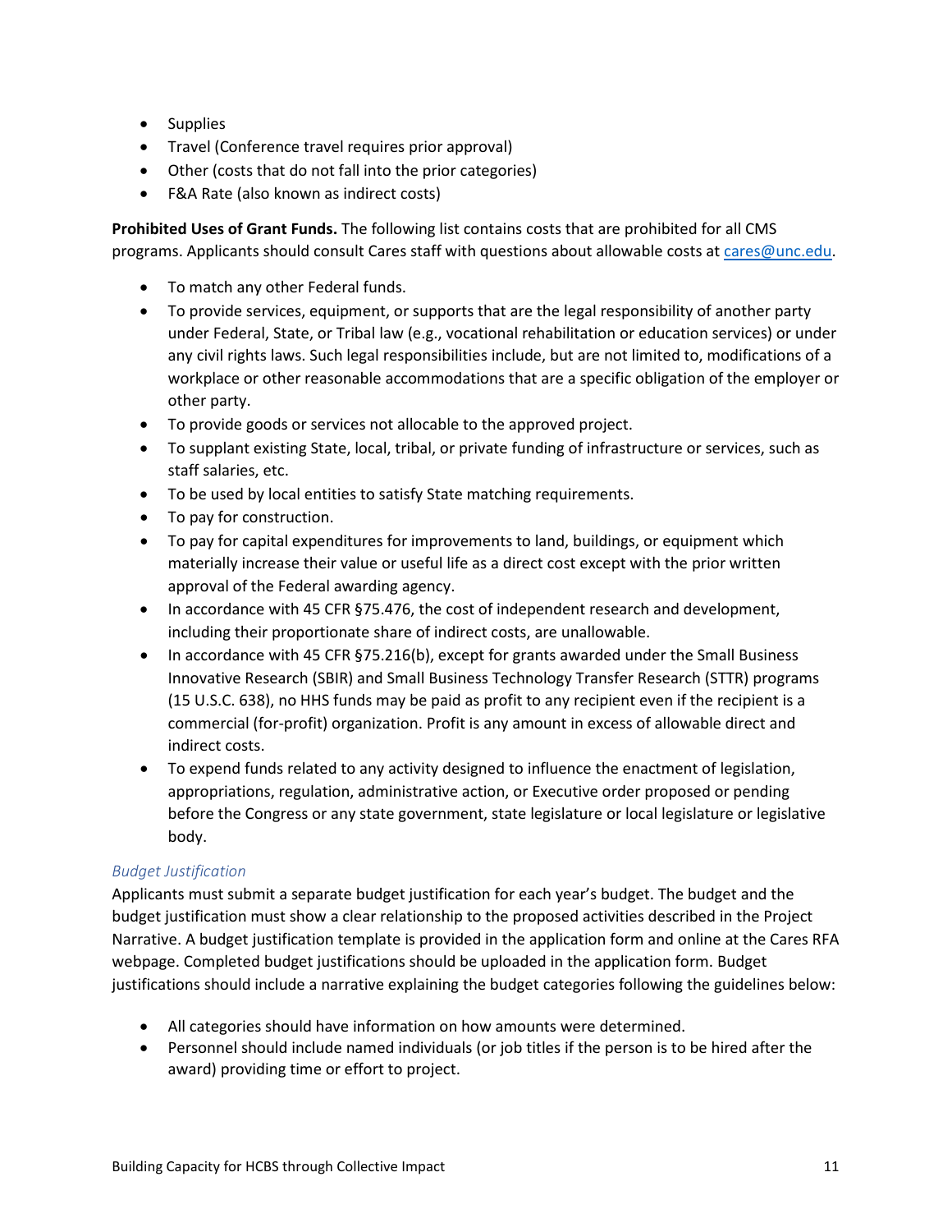- Supplies
- Travel (Conference travel requires prior approval)
- Other (costs that do not fall into the prior categories)
- F&A Rate (also known as indirect costs)

**Prohibited Uses of Grant Funds.** The following list contains costs that are prohibited for all CMS programs. Applicants should consult Cares staff with questions about allowable costs at cares@unc.edu.

- To match any other Federal funds.
- To provide services, equipment, or supports that are the legal responsibility of another party under Federal, State, or Tribal law (e.g., vocational rehabilitation or education services) or under any civil rights laws. Such legal responsibilities include, but are not limited to, modifications of a workplace or other reasonable accommodations that are a specific obligation of the employer or other party.
- To provide goods or services not allocable to the approved project.
- To supplant existing State, local, tribal, or private funding of infrastructure or services, such as staff salaries, etc.
- To be used by local entities to satisfy State matching requirements.
- To pay for construction.
- To pay for capital expenditures for improvements to land, buildings, or equipment which materially increase their value or useful life as a direct cost except with the prior written approval of the Federal awarding agency.
- In accordance with 45 CFR §75.476, the cost of independent research and development, including their proportionate share of indirect costs, are unallowable.
- In accordance with 45 CFR §75.216(b), except for grants awarded under the Small Business Innovative Research (SBIR) and Small Business Technology Transfer Research (STTR) programs (15 U.S.C. 638), no HHS funds may be paid as profit to any recipient even if the recipient is a commercial (for-profit) organization. Profit is any amount in excess of allowable direct and indirect costs.
- To expend funds related to any activity designed to influence the enactment of legislation, appropriations, regulation, administrative action, or Executive order proposed or pending before the Congress or any state government, state legislature or local legislature or legislative body.

### *Budget Justification*

Applicants must submit a separate budget justification for each year's budget. The budget and the budget justification must show a clear relationship to the proposed activities described in the Project Narrative. A budget justification template is provided in the application form and online at the Cares RFA webpage. Completed budget justifications should be uploaded in the application form. Budget justifications should include a narrative explaining the budget categories following the guidelines below:

- All categories should have information on how amounts were determined.
- Personnel should include named individuals (or job titles if the person is to be hired after the award) providing time or effort to project.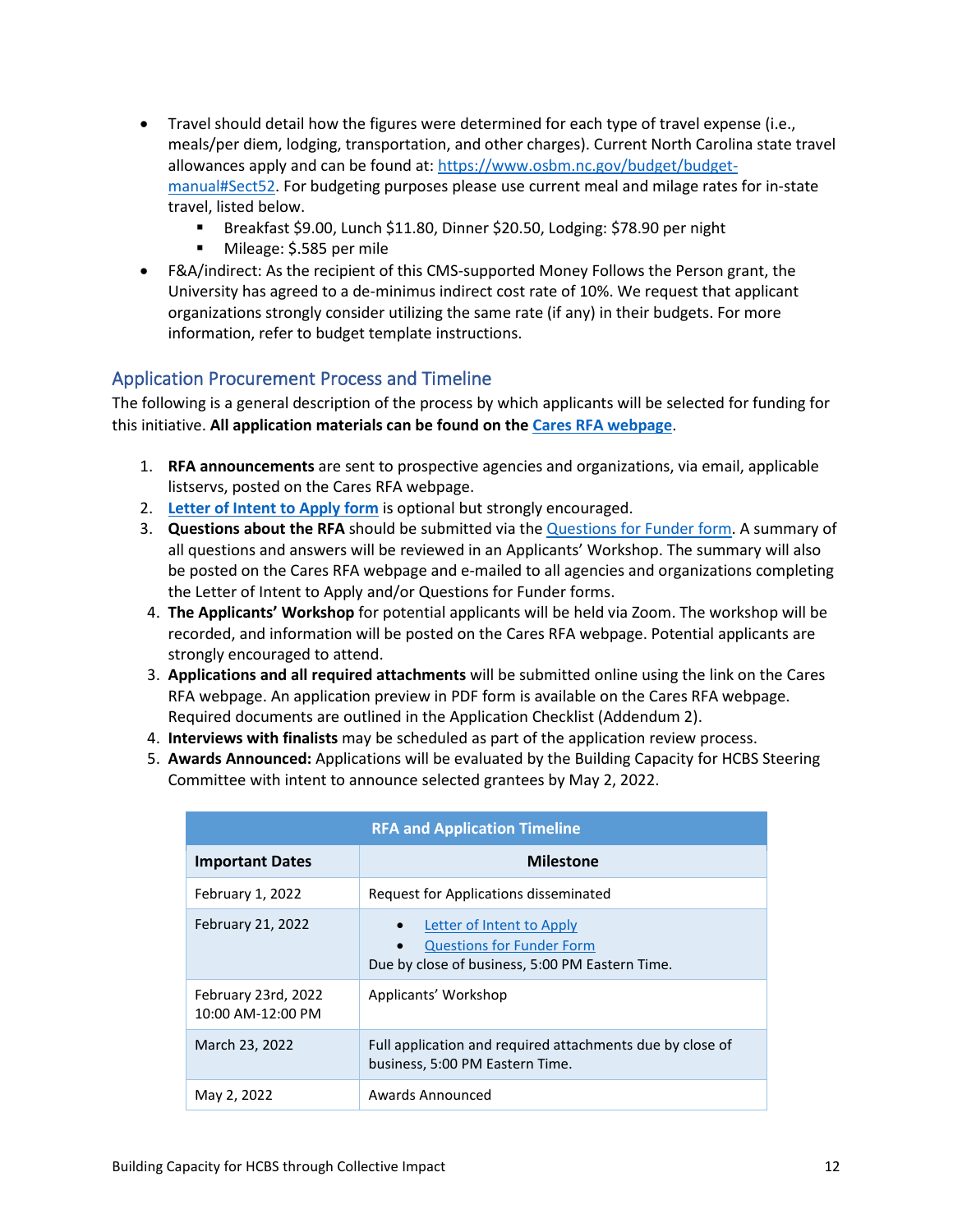- Travel should detail how the figures were determined for each type of travel expense (i.e., meals/per diem, lodging, transportation, and other charges). Current North Carolina state travel allowances apply and can be found at: [https://www.osbm.nc.gov/budget/budget-manual#Sect52](https://www.osbm.nc.gov/budget/budget-manual#Sect52). For budgeting purposes please use current meal and milage rates for in-state travel, listed below.
  - Breakfast $9.00, Lunch $11.80, Dinner $20.50, Lodging: $78.90 per night
  - Mileage: $.585 per mile
- F&A/indirect: As the recipient of this CMS-supported Money Follows the Person grant, the University has agreed to a de-minimus indirect cost rate of 10%. We request that applicant organizations strongly consider utilizing the same rate (if any) in their budgets. For more information, refer to budget template instructions.

## Application Procurement Process and Timeline

The following is a general description of the process by which applicants will be selected for funding for this initiative. **All application materials can be found on the Cares RFA webpage.**

1. **RFA announcements** are sent to prospective agencies and organizations, via email, applicable listservs, posted on the Cares RFA webpage.
2. **Letter of Intent to Apply form** is optional but strongly encouraged.
3. **Questions about the RFA** should be submitted via the Questions for Funder form. A summary of all questions and answers will be reviewed in an Applicants' Workshop. The summary will also be posted on the Cares RFA webpage and e-mailed to all agencies and organizations completing the Letter of Intent to Apply and/or Questions for Funder forms.
4. **The Applicants' Workshop** for potential applicants will be held via Zoom. The workshop will be recorded, and information will be posted on the Cares RFA webpage. Potential applicants are strongly encouraged to attend.
3. **Applications and all required attachments** will be submitted online using the link on the Cares RFA webpage. An application preview in PDF form is available on the Cares RFA webpage. Required documents are outlined in the Application Checklist (Addendum 2).
4. **Interviews with finalists** may be scheduled as part of the application review process.
5. **Awards Announced:** Applications will be evaluated by the Building Capacity for HCBS Steering Committee with intent to announce selected grantees by May 2, 2022.

| RFA and Application Timeline | |
|---|---|
| **Important Dates** | **Milestone** |
| February 1, 2022 | Request for Applications disseminated |
| February 21, 2022 | • Letter of Intent to Apply<br>• Questions for Funder Form<br>Due by close of business, 5:00 PM Eastern Time. |
| February 23rd, 2022<br>10:00 AM-12:00 PM | Applicants' Workshop |
| March 23, 2022 | Full application and required attachments due by close of business, 5:00 PM Eastern Time. |
| May 2, 2022 | Awards Announced |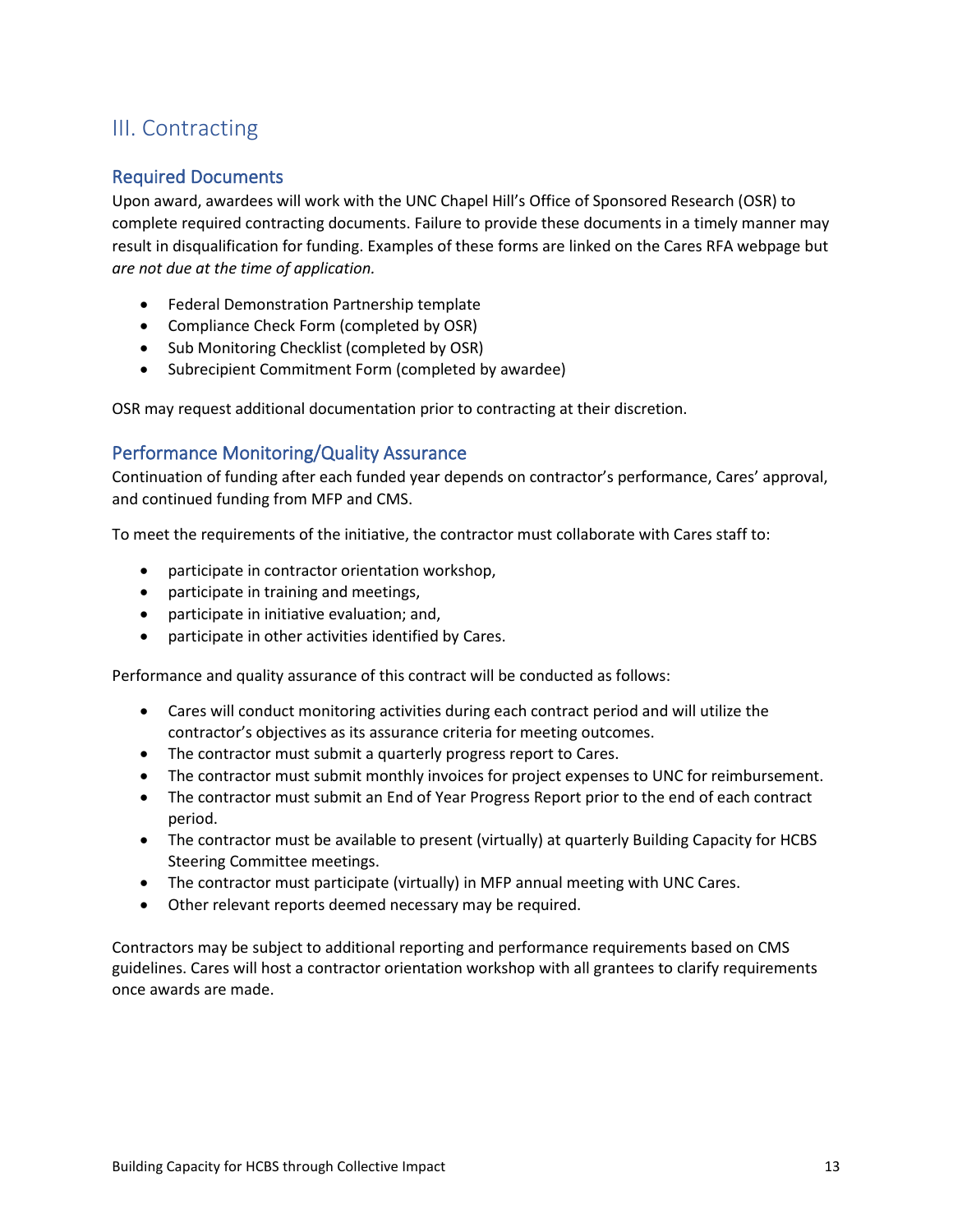## III. Contracting

### Required Documents

Upon award, awardees will work with the UNC Chapel Hill's Office of Sponsored Research (OSR) to complete required contracting documents. Failure to provide these documents in a timely manner may result in disqualification for funding. Examples of these forms are linked on the Cares RFA webpage but *are not due at the time of application.*

- Federal Demonstration Partnership template
- Compliance Check Form (completed by OSR)
- Sub Monitoring Checklist (completed by OSR)
- Subrecipient Commitment Form (completed by awardee)

OSR may request additional documentation prior to contracting at their discretion.

### Performance Monitoring/Quality Assurance

Continuation of funding after each funded year depends on contractor's performance, Cares' approval, and continued funding from MFP and CMS.

To meet the requirements of the initiative, the contractor must collaborate with Cares staff to:

- participate in contractor orientation workshop,
- participate in training and meetings,
- participate in initiative evaluation; and,
- participate in other activities identified by Cares.

Performance and quality assurance of this contract will be conducted as follows:

- Cares will conduct monitoring activities during each contract period and will utilize the contractor's objectives as its assurance criteria for meeting outcomes.
- The contractor must submit a quarterly progress report to Cares.
- The contractor must submit monthly invoices for project expenses to UNC for reimbursement.
- The contractor must submit an End of Year Progress Report prior to the end of each contract period.
- The contractor must be available to present (virtually) at quarterly Building Capacity for HCBS Steering Committee meetings.
- The contractor must participate (virtually) in MFP annual meeting with UNC Cares.
- Other relevant reports deemed necessary may be required.

Contractors may be subject to additional reporting and performance requirements based on CMS guidelines. Cares will host a contractor orientation workshop with all grantees to clarify requirements once awards are made.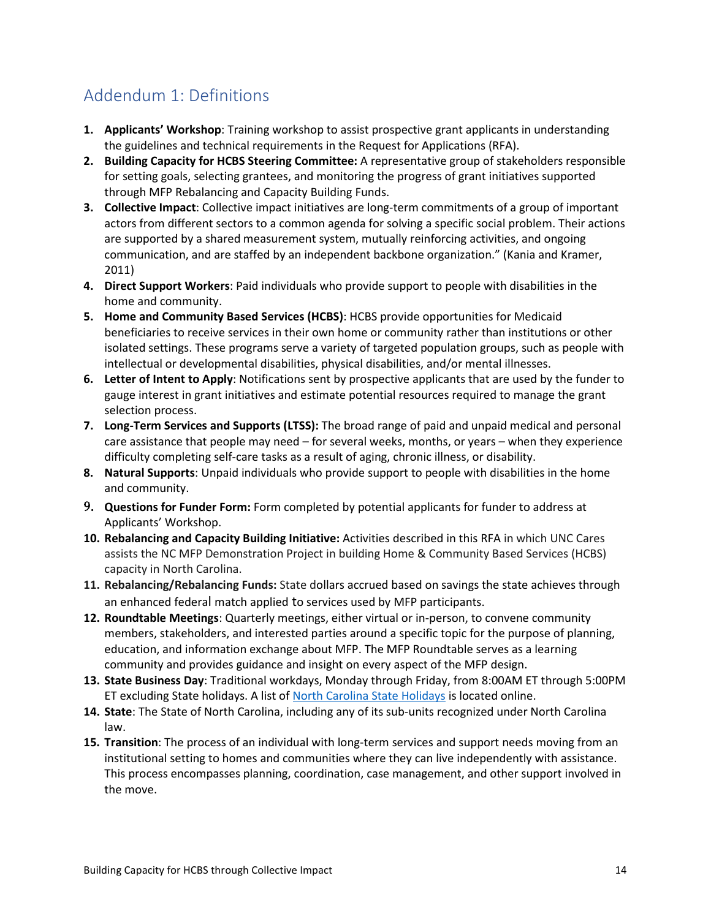## Addendum 1: Definitions

1. **Applicants' Workshop**: Training workshop to assist prospective grant applicants in understanding the guidelines and technical requirements in the Request for Applications (RFA).
2. **Building Capacity for HCBS Steering Committee:** A representative group of stakeholders responsible for setting goals, selecting grantees, and monitoring the progress of grant initiatives supported through MFP Rebalancing and Capacity Building Funds.
3. **Collective Impact**: Collective impact initiatives are long-term commitments of a group of important actors from different sectors to a common agenda for solving a specific social problem. Their actions are supported by a shared measurement system, mutually reinforcing activities, and ongoing communication, and are staffed by an independent backbone organization." (Kania and Kramer, 2011)
4. **Direct Support Workers**: Paid individuals who provide support to people with disabilities in the home and community.
5. **Home and Community Based Services (HCBS)**: HCBS provide opportunities for Medicaid beneficiaries to receive services in their own home or community rather than institutions or other isolated settings. These programs serve a variety of targeted population groups, such as people with intellectual or developmental disabilities, physical disabilities, and/or mental illnesses.
6. **Letter of Intent to Apply**: Notifications sent by prospective applicants that are used by the funder to gauge interest in grant initiatives and estimate potential resources required to manage the grant selection process.
7. **Long-Term Services and Supports (LTSS):** The broad range of paid and unpaid medical and personal care assistance that people may need – for several weeks, months, or years – when they experience difficulty completing self-care tasks as a result of aging, chronic illness, or disability.
8. **Natural Supports**: Unpaid individuals who provide support to people with disabilities in the home and community.
9. **Questions for Funder Form:** Form completed by potential applicants for funder to address at Applicants' Workshop.
10. **Rebalancing and Capacity Building Initiative:** Activities described in this RFA in which UNC Cares assists the NC MFP Demonstration Project in building Home & Community Based Services (HCBS) capacity in North Carolina.
11. **Rebalancing/Rebalancing Funds:** State dollars accrued based on savings the state achieves through an enhanced federal match applied to services used by MFP participants.
12. **Roundtable Meetings**: Quarterly meetings, either virtual or in-person, to convene community members, stakeholders, and interested parties around a specific topic for the purpose of planning, education, and information exchange about MFP. The MFP Roundtable serves as a learning community and provides guidance and insight on every aspect of the MFP design.
13. **State Business Day**: Traditional workdays, Monday through Friday, from 8:00AM ET through 5:00PM ET excluding State holidays. A list of North Carolina State Holidays is located online.
14. **State**: The State of North Carolina, including any of its sub-units recognized under North Carolina law.
15. **Transition**: The process of an individual with long-term services and support needs moving from an institutional setting to homes and communities where they can live independently with assistance. This process encompasses planning, coordination, case management, and other support involved in the move.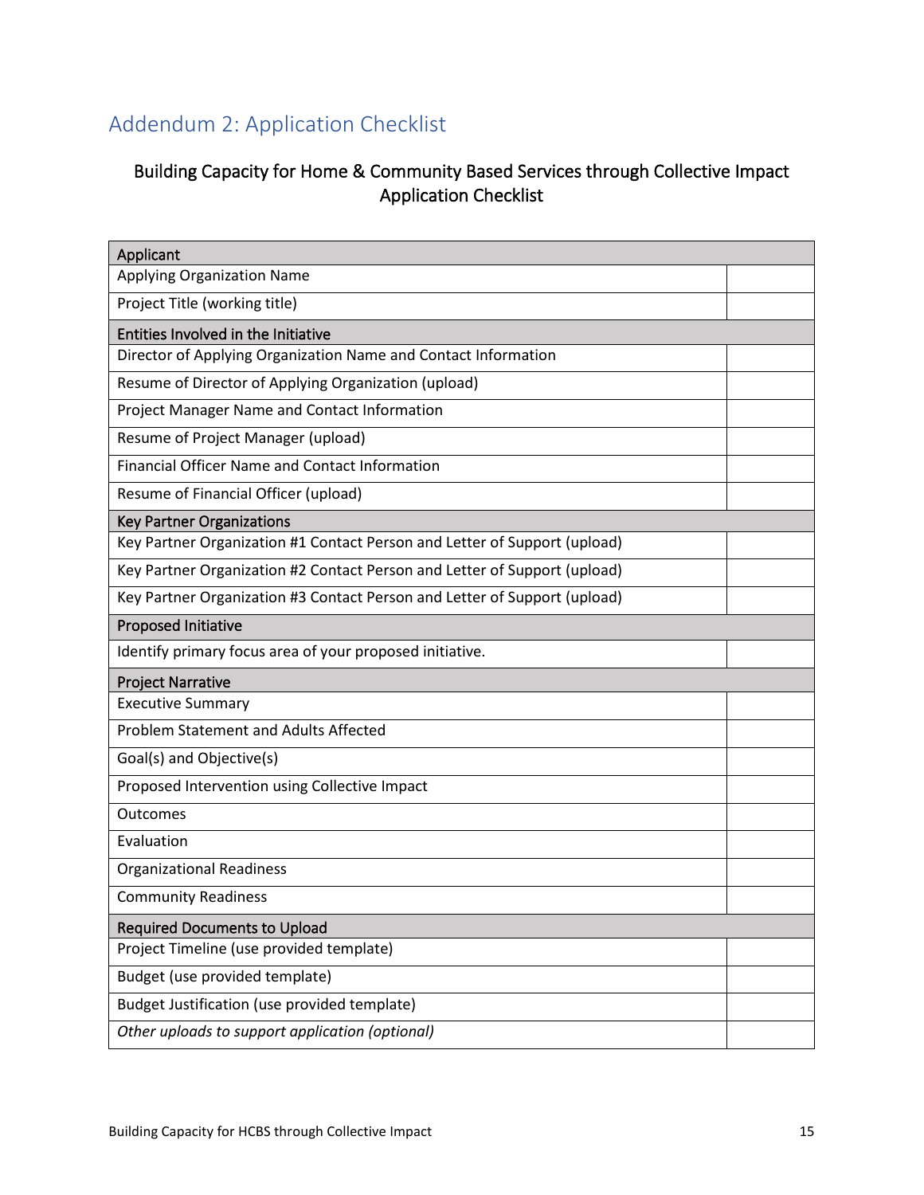## Addendum 2: Application Checklist

### Building Capacity for Home & Community Based Services through Collective Impact Application Checklist

| Applicant | |
|---|---|
| Applying Organization Name | |
| Project Title (working title) | |
| **Entities Involved in the Initiative** | |
| Director of Applying Organization Name and Contact Information | |
| Resume of Director of Applying Organization (upload) | |
| Project Manager Name and Contact Information | |
| Resume of Project Manager (upload) | |
| Financial Officer Name and Contact Information | |
| Resume of Financial Officer (upload) | |
| **Key Partner Organizations** | |
| Key Partner Organization #1 Contact Person and Letter of Support (upload) | |
| Key Partner Organization #2 Contact Person and Letter of Support (upload) | |
| Key Partner Organization #3 Contact Person and Letter of Support (upload) | |
| **Proposed Initiative** | |
| Identify primary focus area of your proposed initiative. | |
| **Project Narrative** | |
| Executive Summary | |
| Problem Statement and Adults Affected | |
| Goal(s) and Objective(s) | |
| Proposed Intervention using Collective Impact | |
| Outcomes | |
| Evaluation | |
| Organizational Readiness | |
| Community Readiness | |
| **Required Documents to Upload** | |
| Project Timeline (use provided template) | |
| Budget (use provided template) | |
| Budget Justification (use provided template) | |
| *Other uploads to support application (optional)* | |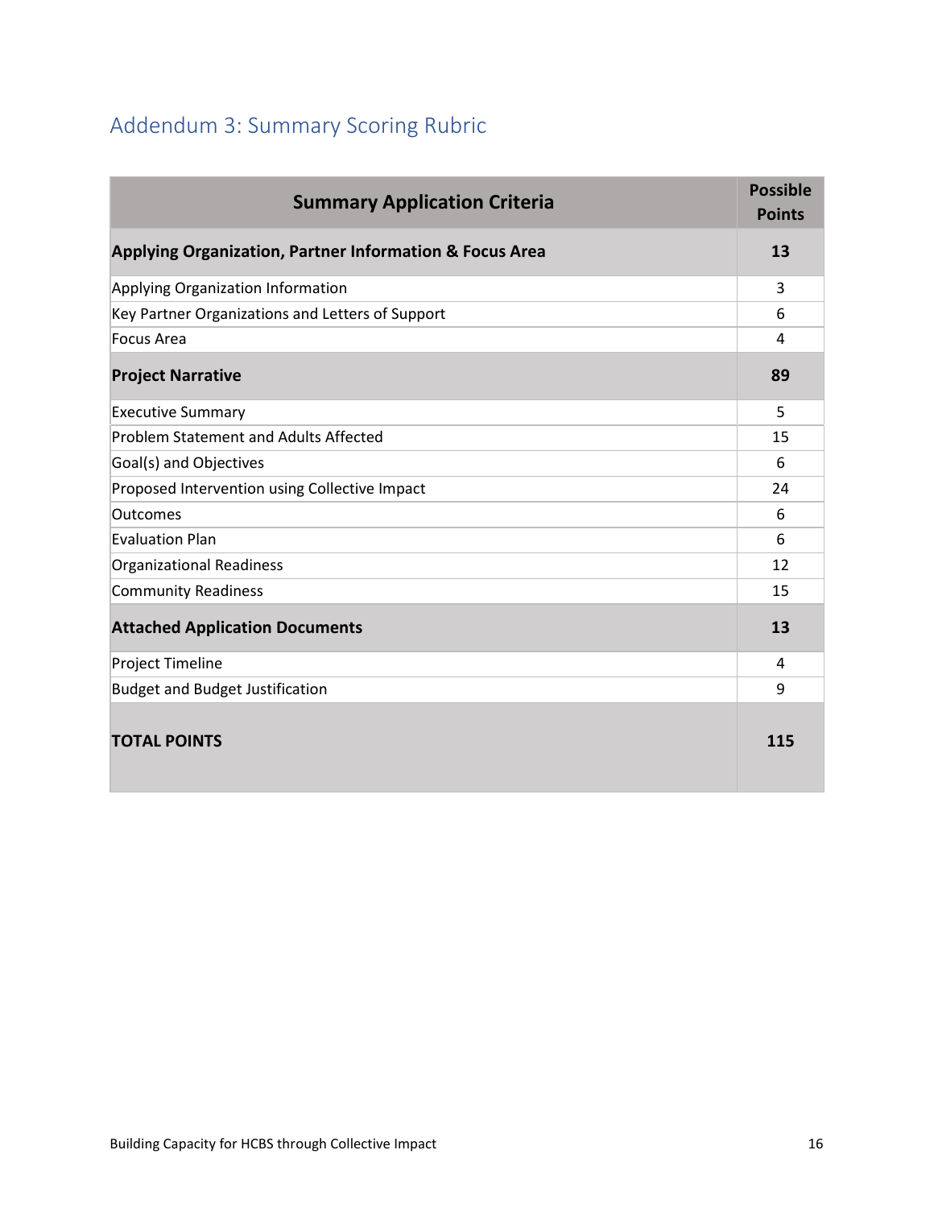## Addendum 3: Summary Scoring Rubric

| Summary Application Criteria | Possible Points |
| --- | --- |
| **Applying Organization, Partner Information & Focus Area** | **13** |
| Applying Organization Information | 3 |
| Key Partner Organizations and Letters of Support | 6 |
| Focus Area | 4 |
| **Project Narrative** | **89** |
| Executive Summary | 5 |
| Problem Statement and Adults Affected | 15 |
| Goal(s) and Objectives | 6 |
| Proposed Intervention using Collective Impact | 24 |
| Outcomes | 6 |
| Evaluation Plan | 6 |
| Organizational Readiness | 12 |
| Community Readiness | 15 |
| **Attached Application Documents** | **13** |
| Project Timeline | 4 |
| Budget and Budget Justification | 9 |
| **TOTAL POINTS** | **115** |